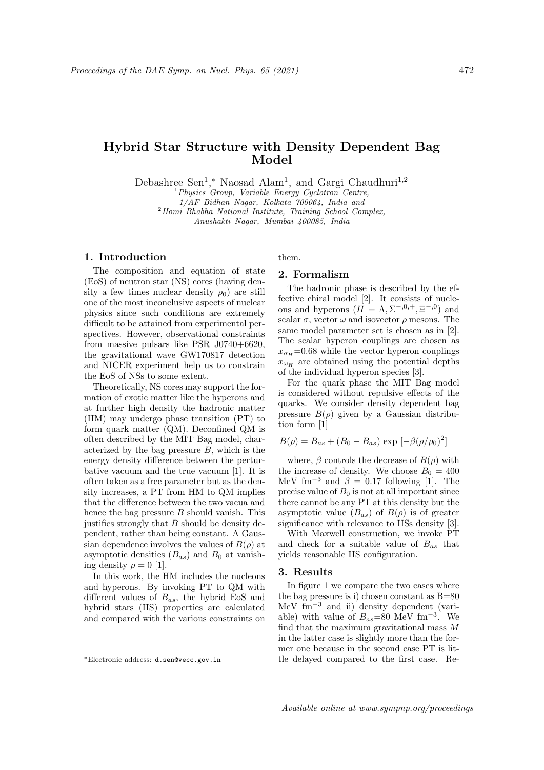# Hybrid Star Structure with Density Dependent Bag Model

Debashree Sen[1],* Naosad Alam[1], and Gargi Chaudhuri[1,2]

[1]*Physics Group, Variable Energy Cyclotron Centre, 1/AF Bidhan Nagar, Kolkata 700064, India and*
[2]*Homi Bhabha National Institute, Training School Complex, Anushakti Nagar, Mumbai 400085, India*

## 1. Introduction

The composition and equation of state (EoS) of neutron star (NS) cores (having density a few times nuclear density $\rho_0$) are still one of the most inconclusive aspects of nuclear physics since such conditions are extremely difficult to be attained from experimental perspectives. However, observational constraints from massive pulsars like PSR J0740+6620, the gravitational wave GW170817 detection and NICER experiment help us to constrain the EoS of NSs to some extent.

Theoretically, NS cores may support the formation of exotic matter like the hyperons and at further high density the hadronic matter (HM) may undergo phase transition (PT) to form quark matter (QM). Deconfined QM is often described by the MIT Bag model, characterized by the bag pressure $B$, which is the energy density difference between the perturbative vacuum and the true vacuum [1]. It is often taken as a free parameter but as the density increases, a PT from HM to QM implies that the difference between the two vacua and hence the bag pressure $B$ should vanish. This justifies strongly that $B$ should be density dependent, rather than being constant. A Gaussian dependence involves the values of $B(\rho)$ at asymptotic densities ($B_{as}$) and $B_0$ at vanishing density $\rho = 0$ [1].

In this work, the HM includes the nucleons and hyperons. By invoking PT to QM with different values of $B_{as}$, the hybrid EoS and hybrid stars (HS) properties are calculated and compared with the various constraints on them.

## 2. Formalism

The hadronic phase is described by the effective chiral model [2]. It consists of nucleons and hyperons ($H = \Lambda, \Sigma^{-,0,+}, \Xi^{-,0}$) and scalar $\sigma$, vector $\omega$ and isovector $\rho$ mesons. The same model parameter set is chosen as in [2]. The scalar hyperon couplings are chosen as $x_{\sigma_H}$=0.68 while the vector hyperon couplings $x_{\omega_H}$ are obtained using the potential depths of the individual hyperon species [3].

For the quark phase the MIT Bag model is considered without repulsive effects of the quarks. We consider density dependent bag pressure $B(\rho)$ given by a Gaussian distribution form [1]

$$B(\rho) = B_{as} + (B_0 - B_{as}) \exp\left[-\beta(\rho/\rho_0)^2\right]$$

where, $\beta$ controls the decrease of $B(\rho)$ with the increase of density. We choose $B_0 = 400$ MeV fm$^{-3}$ and $\beta = 0.17$ following [1]. The precise value of $B_0$ is not at all important since there cannot be any PT at this density but the asymptotic value ($B_{as}$) of $B(\rho)$ is of greater significance with relevance to HSs density [3].

With Maxwell construction, we invoke PT and check for a suitable value of $B_{as}$ that yields reasonable HS configuration.

## 3. Results

In figure 1 we compare the two cases where the bag pressure is i) chosen constant as B=80 MeV fm$^{-3}$ and ii) density dependent (variable) with value of $B_{as}$=80 MeV fm$^{-3}$. We find that the maximum gravitational mass $M$ in the latter case is slightly more than the former one because in the second case PT is little delayed compared to the first case. Re-

*Electronic address: d.sen@vecc.gov.in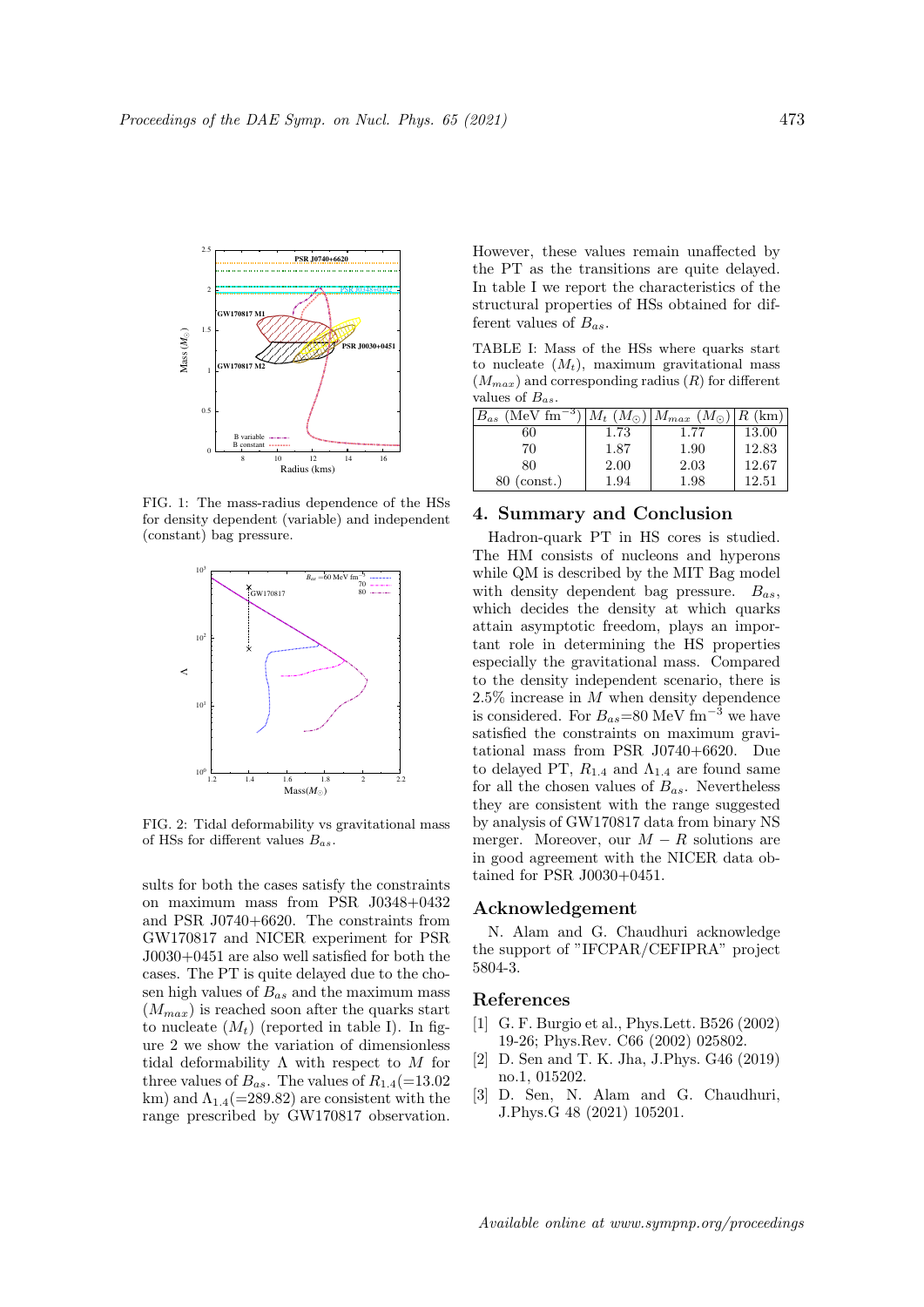PSR J0740+6620

PSR J0348+0432

GW170817 M1

GW170817 M2

PSR J0030+0451

B variable

B constant

Mass ($M_\odot$)

Radius (kms)

FIG. 1: The mass-radius dependence of the HSs for density dependent (variable) and independent (constant) bag pressure.

$B_{as}$=60 MeV fm$^{-3}$

70

80

GW170817

$\Lambda$

Mass($M_\odot$)

FIG. 2: Tidal deformability vs gravitational mass of HSs for different values $B_{as}$.

sults for both the cases satisfy the constraints on maximum mass from PSR J0348+0432 and PSR J0740+6620. The constraints from GW170817 and NICER experiment for PSR J0030+0451 are also well satisfied for both the cases. The PT is quite delayed due to the chosen high values of $B_{as}$ and the maximum mass ($M_{max}$) is reached soon after the quarks start to nucleate ($M_t$) (reported in table I). In figure 2 we show the variation of dimensionless tidal deformability $\Lambda$ with respect to $M$ for three values of $B_{as}$. The values of $R_{1.4}$(=13.02 km) and $\Lambda_{1.4}$(=289.82) are consistent with the range prescribed by GW170817 observation. However, these values remain unaffected by the PT as the transitions are quite delayed. In table I we report the characteristics of the structural properties of HSs obtained for different values of $B_{as}$.

TABLE I: Mass of the HSs where quarks start to nucleate ($M_t$), maximum gravitational mass ($M_{max}$) and corresponding radius ($R$) for different values of $B_{as}$.

| $B_{as}$ (MeV fm$^{-3}$) | $M_t$ ($M_\odot$) | $M_{max}$ ($M_\odot$) | $R$ (km) |
|---|---|---|---|
| 60 | 1.73 | 1.77 | 13.00 |
| 70 | 1.87 | 1.90 | 12.83 |
| 80 | 2.00 | 2.03 | 12.67 |
| 80 (const.) | 1.94 | 1.98 | 12.51 |

## 4. Summary and Conclusion

Hadron-quark PT in HS cores is studied. The HM consists of nucleons and hyperons while QM is described by the MIT Bag model with density dependent bag pressure. $B_{as}$, which decides the density at which quarks attain asymptotic freedom, plays an important role in determining the HS properties especially the gravitational mass. Compared to the density independent scenario, there is 2.5% increase in $M$ when density dependence is considered. For $B_{as}$=80 MeV fm$^{-3}$ we have satisfied the constraints on maximum gravitational mass from PSR J0740+6620. Due to delayed PT, $R_{1.4}$ and $\Lambda_{1.4}$ are found same for all the chosen values of $B_{as}$. Nevertheless they are consistent with the range suggested by analysis of GW170817 data from binary NS merger. Moreover, our $M-R$ solutions are in good agreement with the NICER data obtained for PSR J0030+0451.

## Acknowledgement

N. Alam and G. Chaudhuri acknowledge the support of "IFCPAR/CEFIPRA" project 5804-3.

## References

[1] G. F. Burgio et al., Phys.Lett. B526 (2002) 19-26; Phys.Rev. C66 (2002) 025802.

[2] D. Sen and T. K. Jha, J.Phys. G46 (2019) no.1, 015202.

[3] D. Sen, N. Alam and G. Chaudhuri, J.Phys.G 48 (2021) 105201.